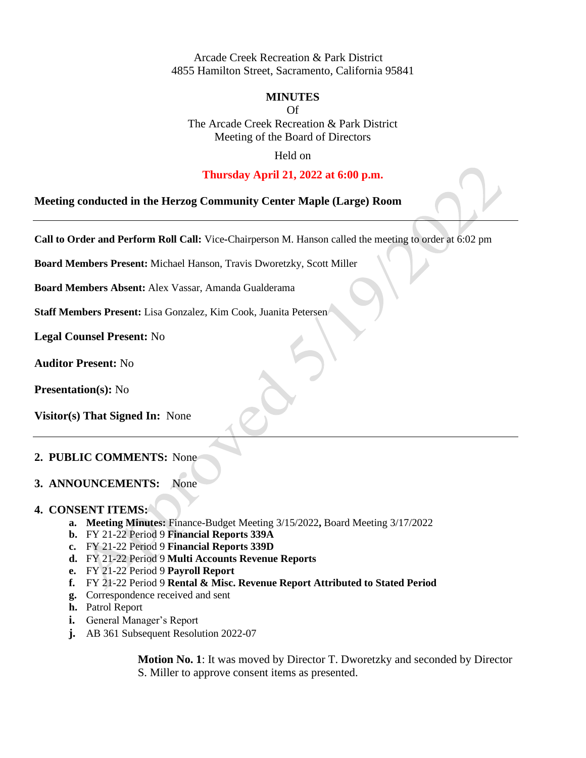Arcade Creek Recreation & Park District
4855 Hamilton Street, Sacramento, California 95841

**MINUTES**
Of
The Arcade Creek Recreation & Park District
Meeting of the Board of Directors
Held on

**Thursday April 21, 2022 at 6:00 p.m.**

**Meeting conducted in the Herzog Community Center Maple (Large) Room**

---

**Call to Order and Perform Roll Call:** Vice-Chairperson M. Hanson called the meeting to order at 6:02 pm

**Board Members Present:** Michael Hanson, Travis Dworetzky, Scott Miller

**Board Members Absent:** Alex Vassar, Amanda Gualderama

**Staff Members Present:** Lisa Gonzalez, Kim Cook, Juanita Petersen

**Legal Counsel Present:** No

**Auditor Present:** No

**Presentation(s):** No

**Visitor(s) That Signed In:** None

---

2. **PUBLIC COMMENTS:** None

3. **ANNOUNCEMENTS:** None

4. **CONSENT ITEMS:**
   - **a. Meeting Minutes:** Finance-Budget Meeting 3/15/2022**,** Board Meeting 3/17/2022
   - **b.** FY 21-22 Period 9 **Financial Reports 339A**
   - **c.** FY 21-22 Period 9 **Financial Reports 339D**
   - **d.** FY 21-22 Period 9 **Multi Accounts Revenue Reports**
   - **e.** FY 21-22 Period 9 **Payroll Report**
   - **f.** FY 21-22 Period 9 **Rental & Misc. Revenue Report Attributed to Stated Period**
   - **g.** Correspondence received and sent
   - **h.** Patrol Report
   - **i.** General Manager's Report
   - **j.** AB 361 Subsequent Resolution 2022-07

**Motion No. 1**: It was moved by Director T. Dworetzky and seconded by Director S. Miller to approve consent items as presented.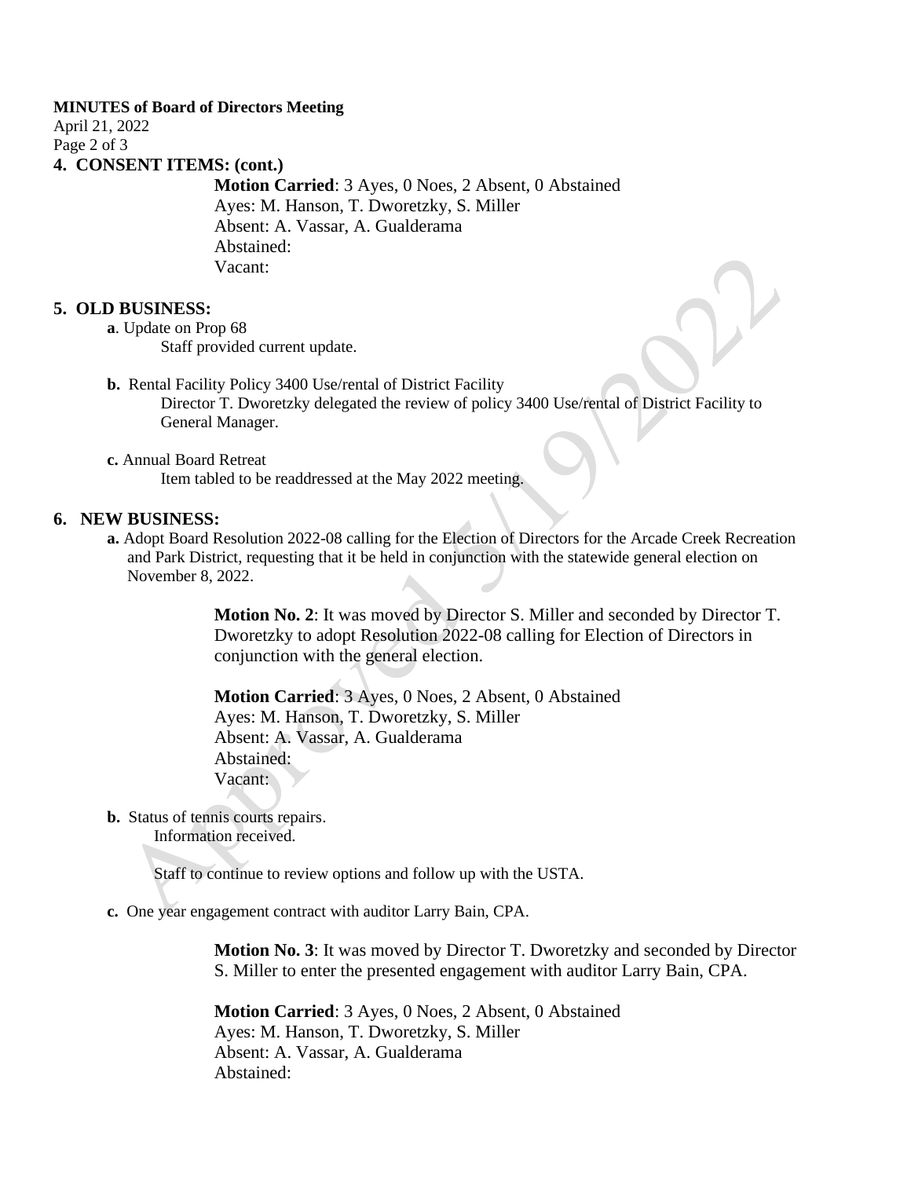## 4. CONSENT ITEMS: (cont.)

**Motion Carried**: 3 Ayes, 0 Noes, 2 Absent, 0 Abstained
Ayes: M. Hanson, T. Dworetzky, S. Miller
Absent: A. Vassar, A. Gualderama
Abstained:
Vacant:

## 5. OLD BUSINESS:

**a**. Update on Prop 68

Staff provided current update.

**b.** Rental Facility Policy 3400 Use/rental of District Facility

Director T. Dworetzky delegated the review of policy 3400 Use/rental of District Facility to General Manager.

**c.** Annual Board Retreat

Item tabled to be readdressed at the May 2022 meeting.

## 6. NEW BUSINESS:

**a.** Adopt Board Resolution 2022-08 calling for the Election of Directors for the Arcade Creek Recreation and Park District, requesting that it be held in conjunction with the statewide general election on November 8, 2022.

**Motion No. 2**: It was moved by Director S. Miller and seconded by Director T. Dworetzky to adopt Resolution 2022-08 calling for Election of Directors in conjunction with the general election.

**Motion Carried**: 3 Ayes, 0 Noes, 2 Absent, 0 Abstained
Ayes: M. Hanson, T. Dworetzky, S. Miller
Absent: A. Vassar, A. Gualderama
Abstained:
Vacant:

**b.** Status of tennis courts repairs.

Information received.

Staff to continue to review options and follow up with the USTA.

**c.** One year engagement contract with auditor Larry Bain, CPA.

**Motion No. 3**: It was moved by Director T. Dworetzky and seconded by Director S. Miller to enter the presented engagement with auditor Larry Bain, CPA.

**Motion Carried**: 3 Ayes, 0 Noes, 2 Absent, 0 Abstained
Ayes: M. Hanson, T. Dworetzky, S. Miller
Absent: A. Vassar, A. Gualderama
Abstained: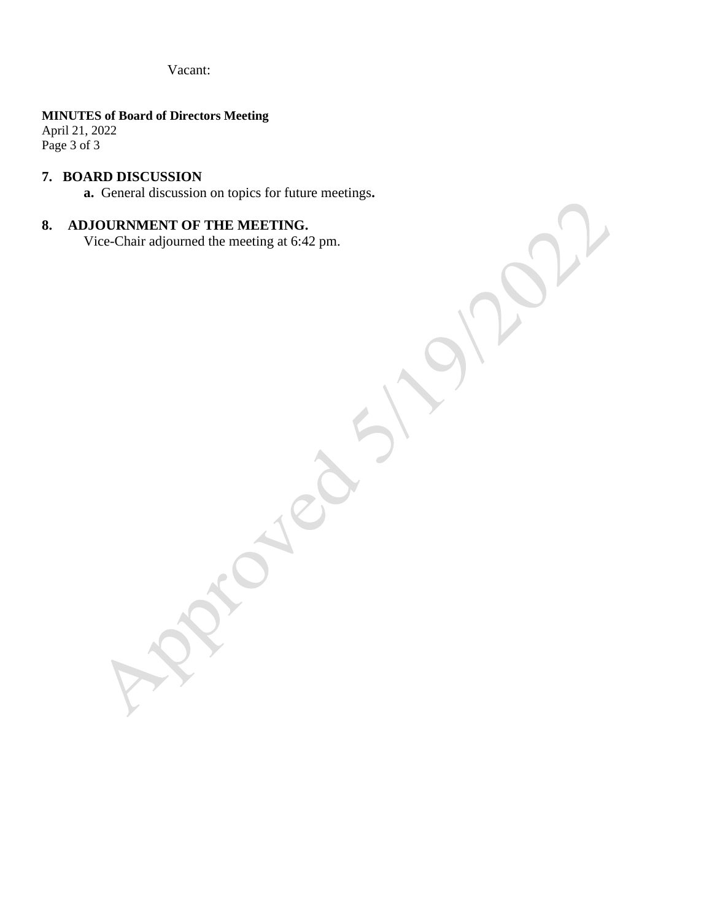Vacant:

**MINUTES of Board of Directors Meeting**
April 21, 2022

## 7. BOARD DISCUSSION

**a.** General discussion on topics for future meetings**.**

## 8. ADJOURNMENT OF THE MEETING.

Vice-Chair adjourned the meeting at 6:42 pm.

Approved 5/19/2022